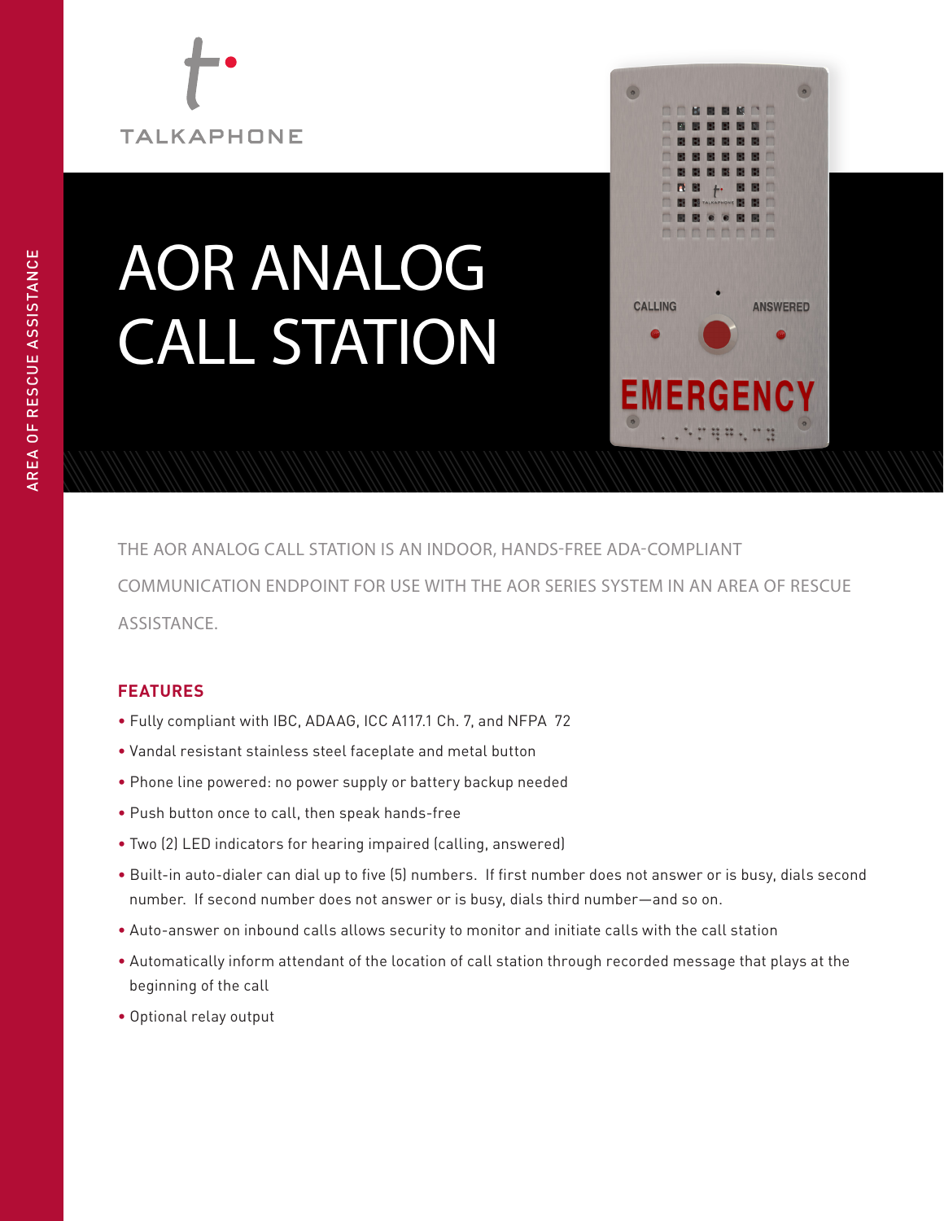TALKAPHONE

AREA OF RESCUE ASSISTANCE

# AOR ANALOG CALL STATION

THE AOR ANALOG CALL STATION IS AN INDOOR, HANDS-FREE ADA-COMPLIANT COMMUNICATION ENDPOINT FOR USE WITH THE AOR SERIES SYSTEM IN AN AREA OF RESCUE ASSISTANCE.

## FEATURES

- Fully compliant with IBC, ADAAG, ICC A117.1 Ch. 7, and NFPA 72
- Vandal resistant stainless steel faceplate and metal button
- Phone line powered: no power supply or battery backup needed
- Push button once to call, then speak hands-free
- Two (2) LED indicators for hearing impaired (calling, answered)
- Built-in auto-dialer can dial up to five (5) numbers. If first number does not answer or is busy, dials second number. If second number does not answer or is busy, dials third number—and so on.
- Auto-answer on inbound calls allows security to monitor and initiate calls with the call station
- Automatically inform attendant of the location of call station through recorded message that plays at the beginning of the call
- Optional relay output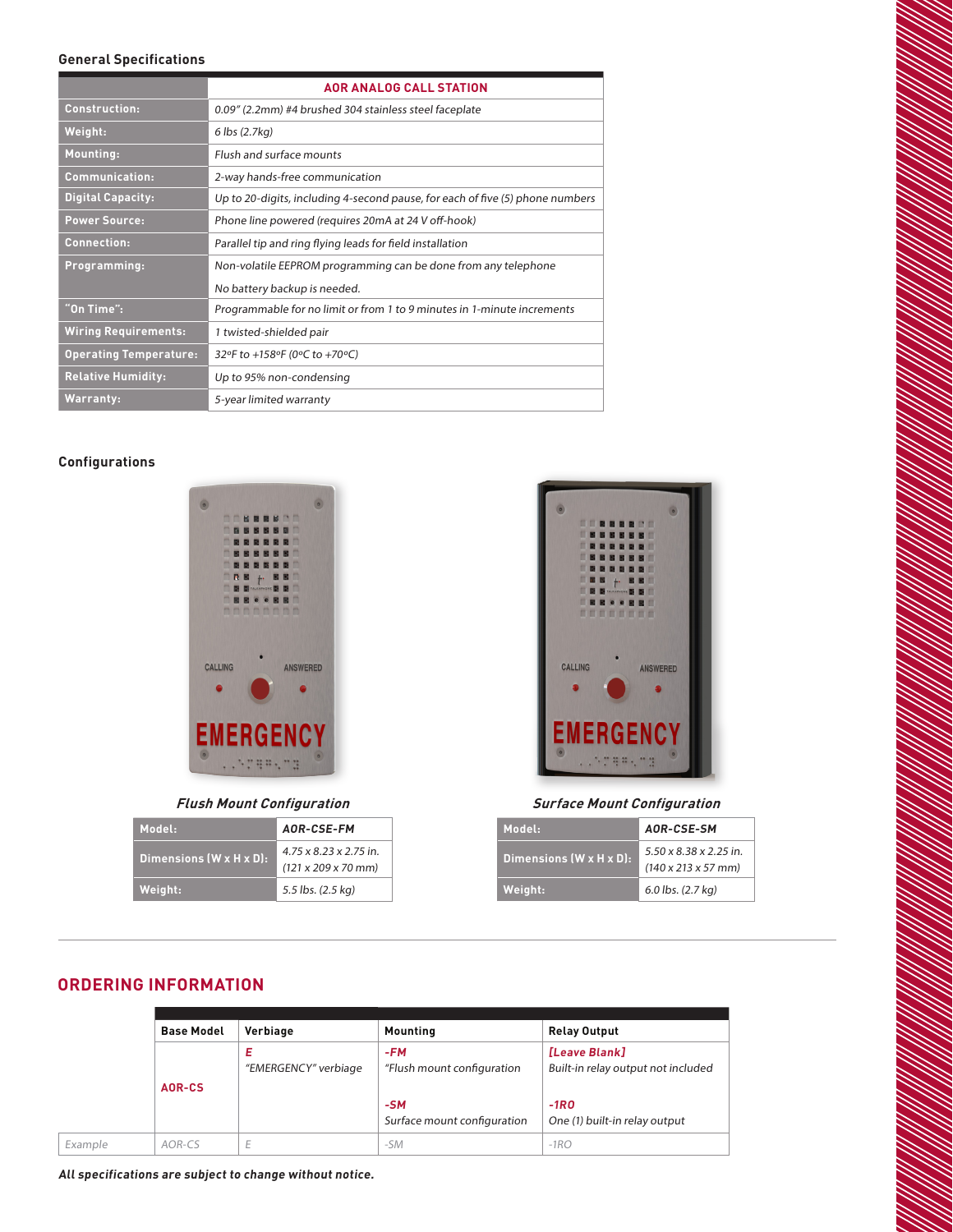## General Specifications

| | AOR ANALOG CALL STATION |
|---|---|
| **Construction:** | *0.09" (2.2mm) #4 brushed 304 stainless steel faceplate* |
| **Weight:** | *6 lbs (2.7kg)* |
| **Mounting:** | *Flush and surface mounts* |
| **Communication:** | *2-way hands-free communication* |
| **Digital Capacity:** | *Up to 20-digits, including 4-second pause, for each of five (5) phone numbers* |
| **Power Source:** | *Phone line powered (requires 20mA at 24 V off-hook)* |
| **Connection:** | *Parallel tip and ring flying leads for field installation* |
| **Programming:** | *Non-volatile EEPROM programming can be done from any telephone* <br> *No battery backup is needed.* |
| **"On Time":** | *Programmable for no limit or from 1 to 9 minutes in 1-minute increments* |
| **Wiring Requirements:** | *1 twisted-shielded pair* |
| **Operating Temperature:** | *32ºF to +158ºF (0ºC to +70ºC)* |
| **Relative Humidity:** | *Up to 95% non-condensing* |
| **Warranty:** | *5-year limited warranty* |

## Configurations

***Flush Mount Configuration***

| Model: | AOR-CSE-FM |
|---|---|
| **Dimensions (W x H x D):** | *4.75 x 8.23 x 2.75 in.* <br> *(121 x 209 x 70 mm)* |
| **Weight:** | *5.5 lbs. (2.5 kg)* |

***Surface Mount Configuration***

| Model: | AOR-CSE-SM |
|---|---|
| **Dimensions (W x H x D):** | *5.50 x 8.38 x 2.25 in.* <br> *(140 x 213 x 57 mm)* |
| **Weight:** | *6.0 lbs. (2.7 kg)* |

## ORDERING INFORMATION

| | Base Model | Verbiage | Mounting | Relay Output |
|---|---|---|---|---|
| | AOR-CS | ***E*** <br> *"EMERGENCY" verbiage* | ***-FM*** <br> *"Flush mount configuration* <br><br> ***-SM*** <br> *Surface mount configuration* | ***[Leave Blank]*** <br> *Built-in relay output not included* <br><br> ***-1RO*** <br> *One (1) built-in relay output* |
| *Example* | *AOR-CS* | *E* | *-SM* | *-1RO* |

***All specifications are subject to change without notice.***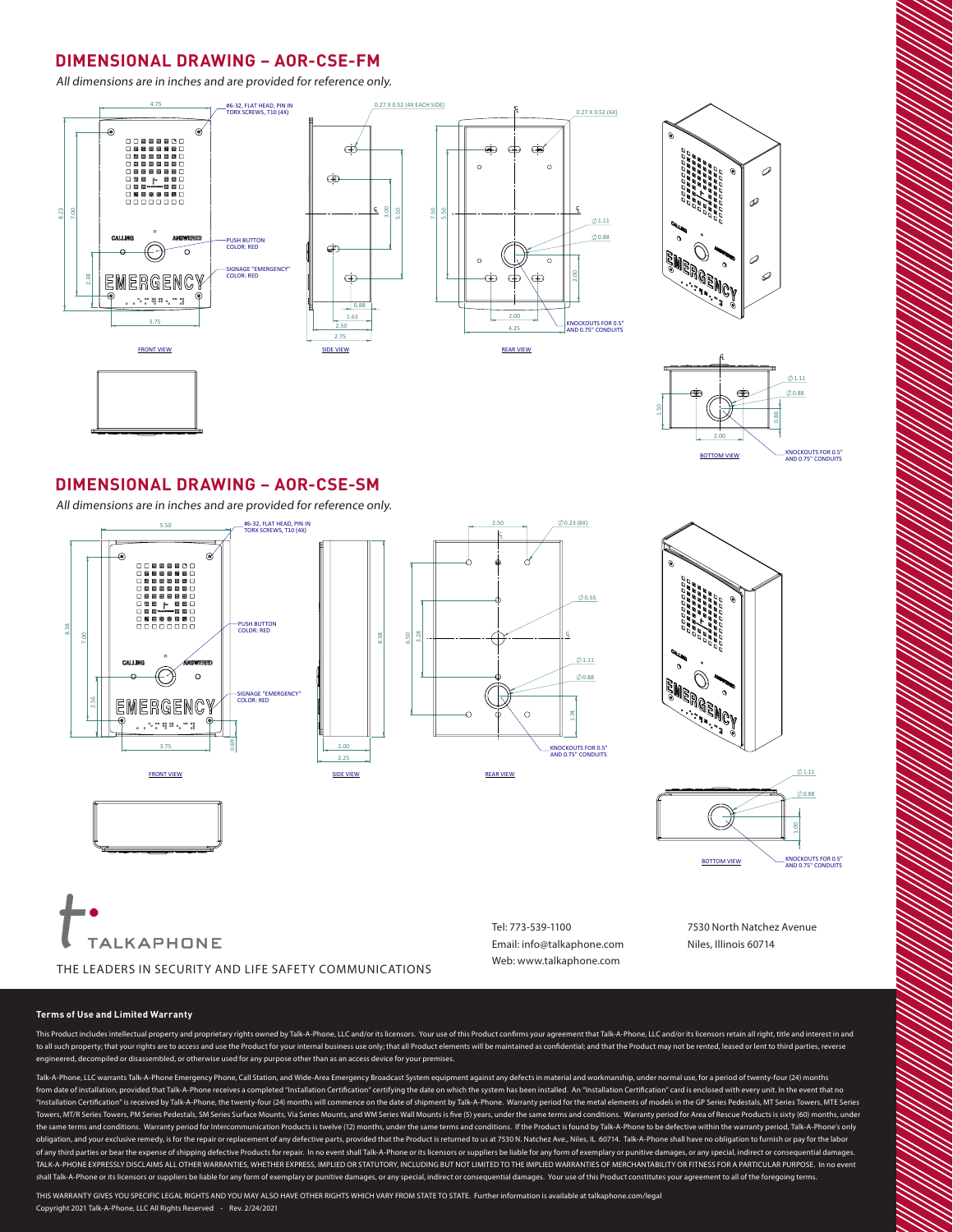## DIMENSIONAL DRAWING – AOR-CSE-FM

*All dimensions are in inches and are provided for reference only.*

4.75
#6-32, FLAT HEAD, PIN IN TORX SCREWS, T10 (4X)
8.23
7.00
2.38
3.75
CALLING
ANSWERED
PUSH BUTTON COLOR: RED
SIGNAGE "EMERGENCY" COLOR: RED
EMERGENCY
FRONT VIEW

0.27 X 0.52 (4X EACH SIDE)
3.00
5.50
0.88
1.63
2.50
2.75
SIDE VIEW

0.27 X 0.52 (6X)
7.50
5.50
∅1.11
∅0.88
2.00
2.00
4.25
KNOCKOUTS FOR 0.5" AND 0.75" CONDUITS
REAR VIEW

∅1.11
∅0.88
1.50
0.88
2.00
BOTTOM VIEW
KNOCKOUTS FOR 0.5" AND 0.75" CONDUITS

## DIMENSIONAL DRAWING – AOR-CSE-SM

*All dimensions are in inches and are provided for reference only.*

5.50
#6-32, FLAT HEAD, PIN IN TORX SCREWS, T10 (4X)
8.38
7.00
2.56
3.75
0.69
CALLING
ANSWERED
PUSH BUTTON COLOR: RED
SIGNAGE "EMERGENCY" COLOR: RED
EMERGENCY
FRONT VIEW

8.38
2.00
2.25
SIDE VIEW

2.50
∅0.23 (8X)
∅0.55
6.50
3.28
∅1.11
∅0.88
1.74
KNOCKOUTS FOR 0.5" AND 0.75" CONDUITS
REAR VIEW

∅1.11
∅0.88
1.00
BOTTOM VIEW
KNOCKOUTS FOR 0.5" AND 0.75" CONDUITS

TALKAPHONE

THE LEADERS IN SECURITY AND LIFE SAFETY COMMUNICATIONS

Tel: 773-539-1100
Email: info@talkaphone.com
Web: www.talkaphone.com

7530 North Natchez Avenue
Niles, Illinois 60714

**Terms of Use and Limited Warranty**

This Product includes intellectual property and proprietary rights owned by Talk-A-Phone, LLC and/or its licensors. Your use of this Product confirms your agreement that Talk-A-Phone, LLC and/or its licensors retain all right, title and interest in and to all such property; that your rights are to access and use the Product for your internal business use only; that all Product elements will be maintained as confidential; and that the Product may not be rented, leased or lent to third parties, reverse engineered, decompiled or disassembled, or otherwise used for any purpose other than as an access device for your premises.

Talk-A-Phone, LLC warrants Talk-A-Phone Emergency Phone, Call Station, and Wide-Area Emergency Broadcast System equipment against any defects in material and workmanship, under normal use, for a period of twenty-four (24) months from date of installation, provided that Talk-A-Phone receives a completed "Installation Certification" certifying the date on which the system has been installed. An "Installation Certification" card is enclosed with every unit. In the event that no "Installation Certification" is received by Talk-A-Phone, the twenty-four (24) months will commence on the date of shipment by Talk-A-Phone. Warranty period for the metal elements of models in the GP Series Pedestals, MT Series Towers, MTE Series Towers, MT/R Series Towers, PM Series Pedestals, SM Series Surface Mounts, Via Series Mounts, and WM Series Wall Mounts is five (5) years, under the same terms and conditions. Warranty period for Area of Rescue Products is sixty (60) months, under the same terms and conditions. Warranty period for Intercommunication Products is twelve (12) months, under the same terms and conditions. If the Product is found by Talk-A-Phone to be defective within the warranty period, Talk-A-Phone's only obligation, and your exclusive remedy, is for the repair or replacement of any defective parts, provided that the Product is returned to us at 7530 N. Natchez Ave., Niles, IL 60714. Talk-A-Phone shall have no obligation to furnish or pay for the labor of any third parties or bear the expense of shipping defective Products for repair. In no event shall Talk-A-Phone or its licensors or suppliers be liable for any form of exemplary or punitive damages, or any special, indirect or consequential damages. TALK-A-PHONE EXPRESSLY DISCLAIMS ALL OTHER WARRANTIES, WHETHER EXPRESS, IMPLIED OR STATUTORY, INCLUDING BUT NOT LIMITED TO THE IMPLIED WARRANTIES OF MERCHANTABILITY OR FITNESS FOR A PARTICULAR PURPOSE. In no event shall Talk-A-Phone or its licensors or suppliers be liable for any form of exemplary or punitive damages, or any special, indirect or consequential damages. Your use of this Product constitutes your agreement to all of the foregoing terms.

THIS WARRANTY GIVES YOU SPECIFIC LEGAL RIGHTS AND YOU MAY ALSO HAVE OTHER RIGHTS WHICH VARY FROM STATE TO STATE. Further information is available at talkaphone.com/legal
Copyright 2021 Talk-A-Phone, LLC All Rights Reserved - Rev. 2/24/2021